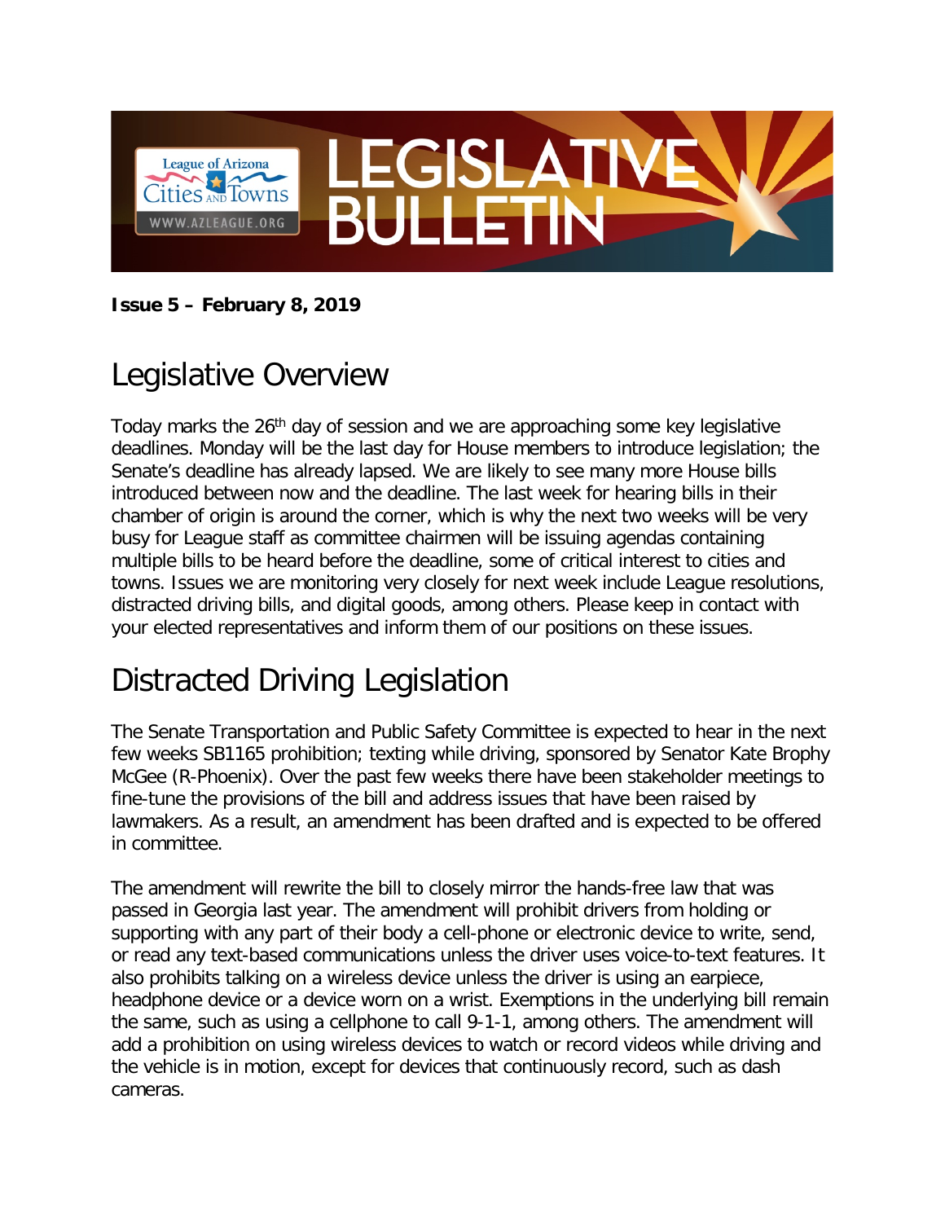# LEGISLATIVE BULLETIN

League of Arizona Cities AND Towns

WWW.AZLEAGUE.ORG

**Issue 5 – February 8, 2019**

## Legislative Overview

Today marks the 26th day of session and we are approaching some key legislative deadlines. Monday will be the last day for House members to introduce legislation; the Senate's deadline has already lapsed. We are likely to see many more House bills introduced between now and the deadline. The last week for hearing bills in their chamber of origin is around the corner, which is why the next two weeks will be very busy for League staff as committee chairmen will be issuing agendas containing multiple bills to be heard before the deadline, some of critical interest to cities and towns. Issues we are monitoring very closely for next week include League resolutions, distracted driving bills, and digital goods, among others. Please keep in contact with your elected representatives and inform them of our positions on these issues.

## Distracted Driving Legislation

The Senate Transportation and Public Safety Committee is expected to hear in the next few weeks SB1165 prohibition; texting while driving, sponsored by Senator Kate Brophy McGee (R-Phoenix). Over the past few weeks there have been stakeholder meetings to fine-tune the provisions of the bill and address issues that have been raised by lawmakers. As a result, an amendment has been drafted and is expected to be offered in committee.

The amendment will rewrite the bill to closely mirror the hands-free law that was passed in Georgia last year. The amendment will prohibit drivers from holding or supporting with any part of their body a cell-phone or electronic device to write, send, or read any text-based communications unless the driver uses voice-to-text features. It also prohibits talking on a wireless device unless the driver is using an earpiece, headphone device or a device worn on a wrist. Exemptions in the underlying bill remain the same, such as using a cellphone to call 9-1-1, among others. The amendment will add a prohibition on using wireless devices to watch or record videos while driving and the vehicle is in motion, except for devices that continuously record, such as dash cameras.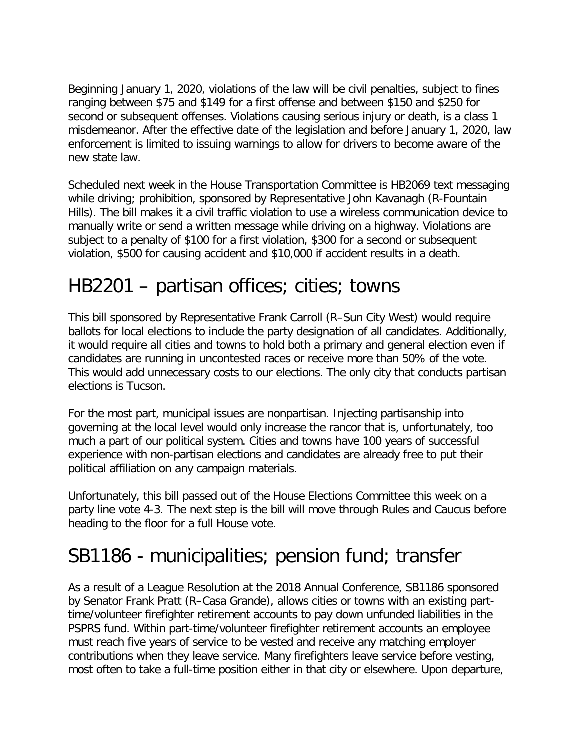Beginning January 1, 2020, violations of the law will be civil penalties, subject to fines ranging between $75 and $149 for a first offense and between $150 and $250 for second or subsequent offenses. Violations causing serious injury or death, is a class 1 misdemeanor. After the effective date of the legislation and before January 1, 2020, law enforcement is limited to issuing warnings to allow for drivers to become aware of the new state law.

Scheduled next week in the House Transportation Committee is HB2069 text messaging while driving; prohibition, sponsored by Representative John Kavanagh (R-Fountain Hills). The bill makes it a civil traffic violation to use a wireless communication device to manually write or send a written message while driving on a highway. Violations are subject to a penalty of $100 for a first violation, $300 for a second or subsequent violation, $500 for causing accident and $10,000 if accident results in a death.

# HB2201 – partisan offices; cities; towns

This bill sponsored by Representative Frank Carroll (R–Sun City West) would require ballots for local elections to include the party designation of all candidates. Additionally, it would require all cities and towns to hold both a primary and general election even if candidates are running in uncontested races or receive more than 50% of the vote. This would add unnecessary costs to our elections. The only city that conducts partisan elections is Tucson.

For the most part, municipal issues are nonpartisan. Injecting partisanship into governing at the local level would only increase the rancor that is, unfortunately, too much a part of our political system. Cities and towns have 100 years of successful experience with non-partisan elections and candidates are already free to put their political affiliation on any campaign materials.

Unfortunately, this bill passed out of the House Elections Committee this week on a party line vote 4-3. The next step is the bill will move through Rules and Caucus before heading to the floor for a full House vote.

# SB1186 - municipalities; pension fund; transfer

As a result of a League Resolution at the 2018 Annual Conference, SB1186 sponsored by Senator Frank Pratt (R–Casa Grande), allows cities or towns with an existing part-time/volunteer firefighter retirement accounts to pay down unfunded liabilities in the PSPRS fund. Within part-time/volunteer firefighter retirement accounts an employee must reach five years of service to be vested and receive any matching employer contributions when they leave service. Many firefighters leave service before vesting, most often to take a full-time position either in that city or elsewhere. Upon departure,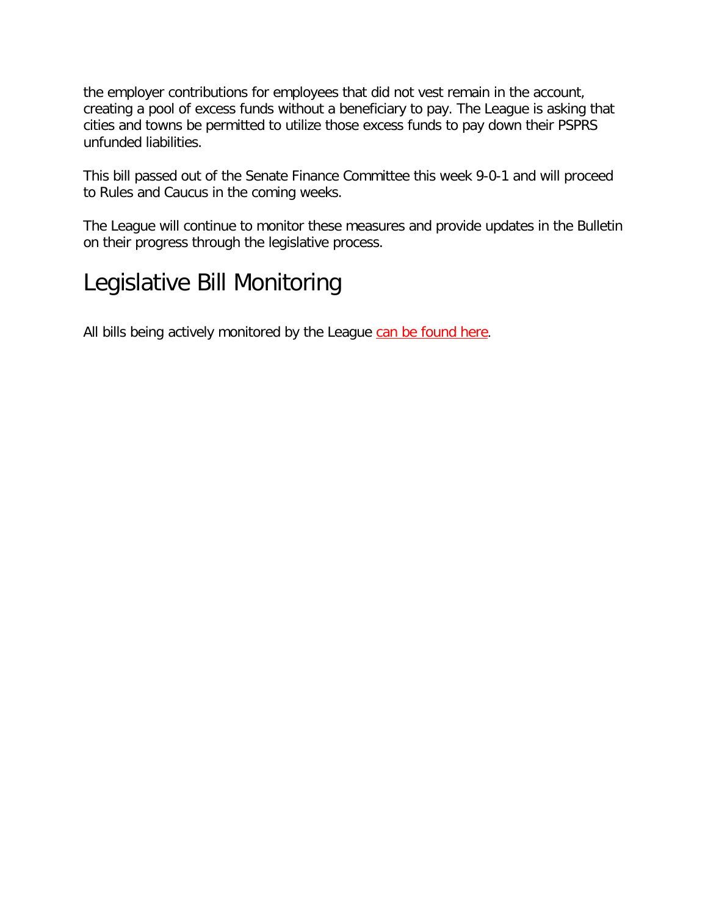the employer contributions for employees that did not vest remain in the account, creating a pool of excess funds without a beneficiary to pay. The League is asking that cities and towns be permitted to utilize those excess funds to pay down their PSPRS unfunded liabilities.

This bill passed out of the Senate Finance Committee this week 9-0-1 and will proceed to Rules and Caucus in the coming weeks.

The League will continue to monitor these measures and provide updates in the Bulletin on their progress through the legislative process.

# Legislative Bill Monitoring

All bills being actively monitored by the League can be found here.